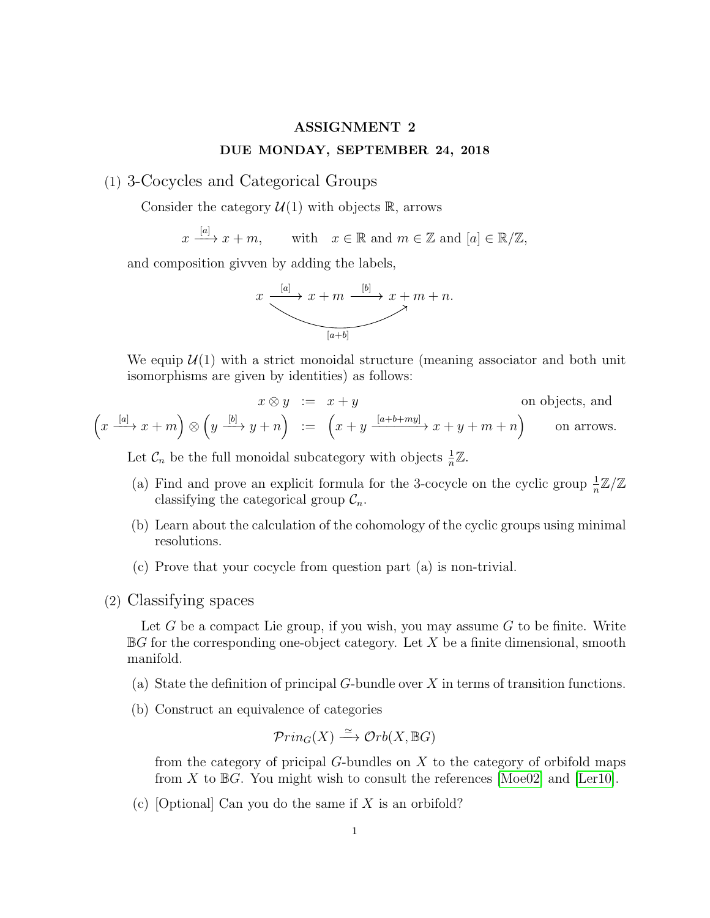# ASSIGNMENT 2

## DUE MONDAY, SEPTEMBER 24, 2018

(1) 3-Cocycles and Categorical Groups

Consider the category $\mathcal{U}(1)$ with objects $\mathbb{R}$, arrows

$$x \xrightarrow{[a]} x+m, \qquad \text{with} \quad x \in \mathbb{R} \text{ and } m \in \mathbb{Z} \text{ and } [a] \in \mathbb{R}/\mathbb{Z},$$

and composition givven by adding the labels,

$$x \xrightarrow{[a]} x+m \xrightarrow{[b]} x+m+n, \qquad x \xrightarrow{[a+b]} x+m+n.$$

We equip $\mathcal{U}(1)$ with a strict monoidal structure (meaning associator and both unit isomorphisms are given by identities) as follows:

$$x \otimes y \ := \ x+y \qquad \text{on objects, and}$$

$$\left(x \xrightarrow{[a]} x+m\right) \otimes \left(y \xrightarrow{[b]} y+n\right) \ := \ \left(x+y \xrightarrow{[a+b+my]} x+y+m+n\right) \qquad \text{on arrows.}$$

Let $\mathcal{C}_n$ be the full monoidal subcategory with objects $\frac{1}{n}\mathbb{Z}$.

(a) Find and prove an explicit formula for the 3-cocycle on the cyclic group $\frac{1}{n}\mathbb{Z}/\mathbb{Z}$ classifying the categorical group $\mathcal{C}_n$.

(b) Learn about the calculation of the cohomology of the cyclic groups using minimal resolutions.

(c) Prove that your cocycle from question part (a) is non-trivial.

(2) Classifying spaces

Let $G$ be a compact Lie group, if you wish, you may assume $G$ to be finite. Write $\mathbb{B}G$ for the corresponding one-object category. Let $X$ be a finite dimensional, smooth manifold.

(a) State the definition of principal $G$-bundle over $X$ in terms of transition functions.

(b) Construct an equivalence of categories

$$\mathcal{P}rin_G(X) \xrightarrow{\simeq} \mathcal{O}rb(X, \mathbb{B}G)$$

from the category of pricipal $G$-bundles on $X$ to the category of orbifold maps from $X$ to $\mathbb{B}G$. You might wish to consult the references [Moe02] and [Ler10].

(c) [Optional] Can you do the same if $X$ is an orbifold?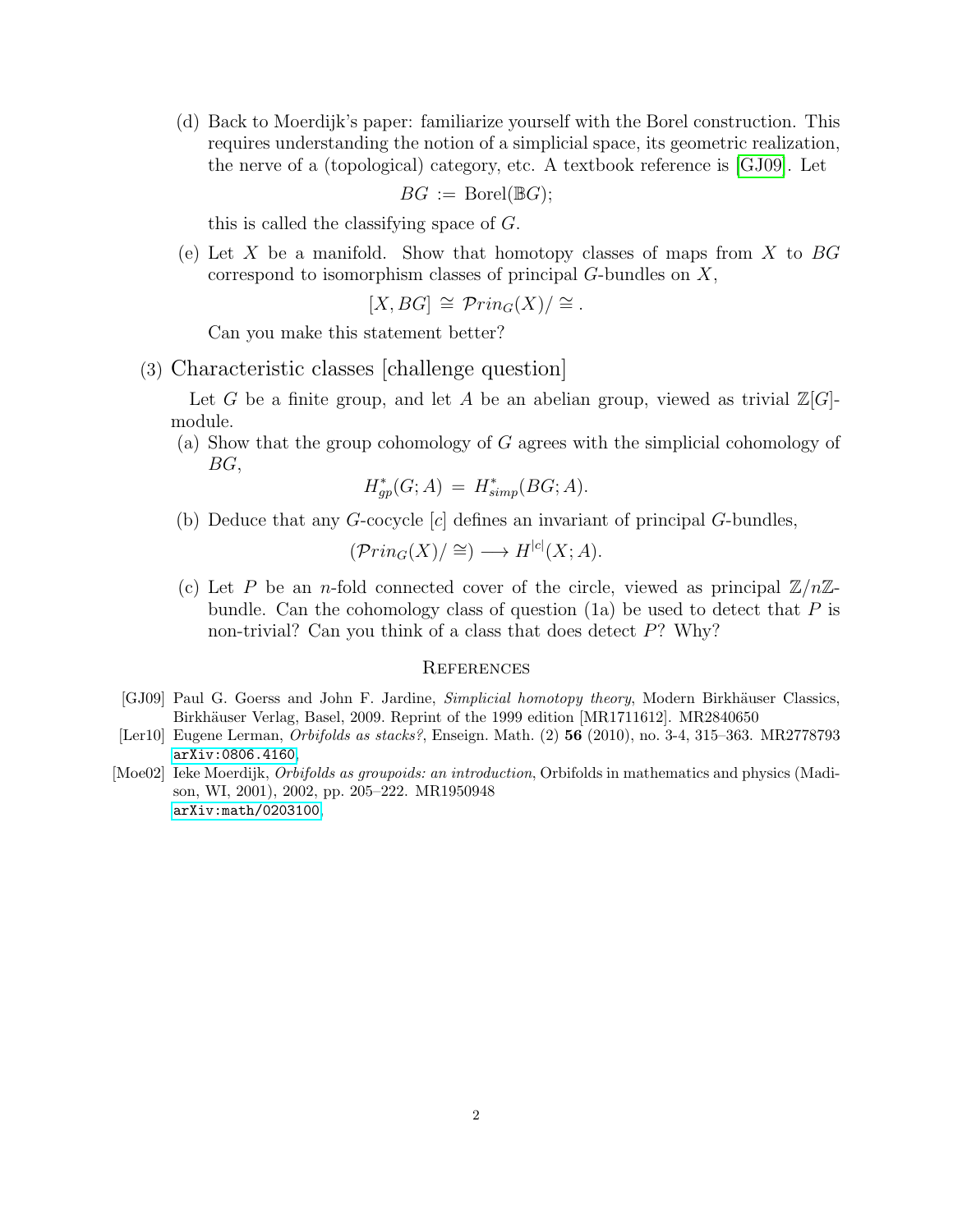(d) Back to Moerdijk's paper: familiarize yourself with the Borel construction. This requires understanding the notion of a simplicial space, its geometric realization, the nerve of a (topological) category, etc. A textbook reference is [GJ09]. Let

$$BG := \mathrm{Borel}(\mathbb{B}G);$$

this is called the classifying space of $G$.

(e) Let $X$ be a manifold. Show that homotopy classes of maps from $X$ to $BG$ correspond to isomorphism classes of principal $G$-bundles on $X$,

$$[X, BG] \cong \mathcal{P}rin_G(X)/\cong.$$

Can you make this statement better?

## (3) Characteristic classes [challenge question]

Let $G$ be a finite group, and let $A$ be an abelian group, viewed as trivial $\mathbb{Z}[G]$-module.

(a) Show that the group cohomology of $G$ agrees with the simplicial cohomology of $BG$,

$$H^*_{gp}(G; A) = H^*_{simp}(BG; A).$$

(b) Deduce that any $G$-cocycle $[c]$ defines an invariant of principal $G$-bundles,

$$(\mathcal{P}rin_G(X)/\cong) \longrightarrow H^{|c|}(X; A).$$

(c) Let $P$ be an $n$-fold connected cover of the circle, viewed as principal $\mathbb{Z}/n\mathbb{Z}$-bundle. Can the cohomology class of question (1a) be used to detect that $P$ is non-trivial? Can you think of a class that does detect $P$? Why?

### References

[GJ09] Paul G. Goerss and John F. Jardine, *Simplicial homotopy theory*, Modern Birkhäuser Classics, Birkhäuser Verlag, Basel, 2009. Reprint of the 1999 edition [MR1711612]. MR2840650

[Ler10] Eugene Lerman, *Orbifolds as stacks?*, Enseign. Math. (2) **56** (2010), no. 3-4, 315–363. MR2778793 arXiv:0806.4160.

[Moe02] Ieke Moerdijk, *Orbifolds as groupoids: an introduction*, Orbifolds in mathematics and physics (Madison, WI, 2001), 2002, pp. 205–222. MR1950948 arXiv:math/0203100.